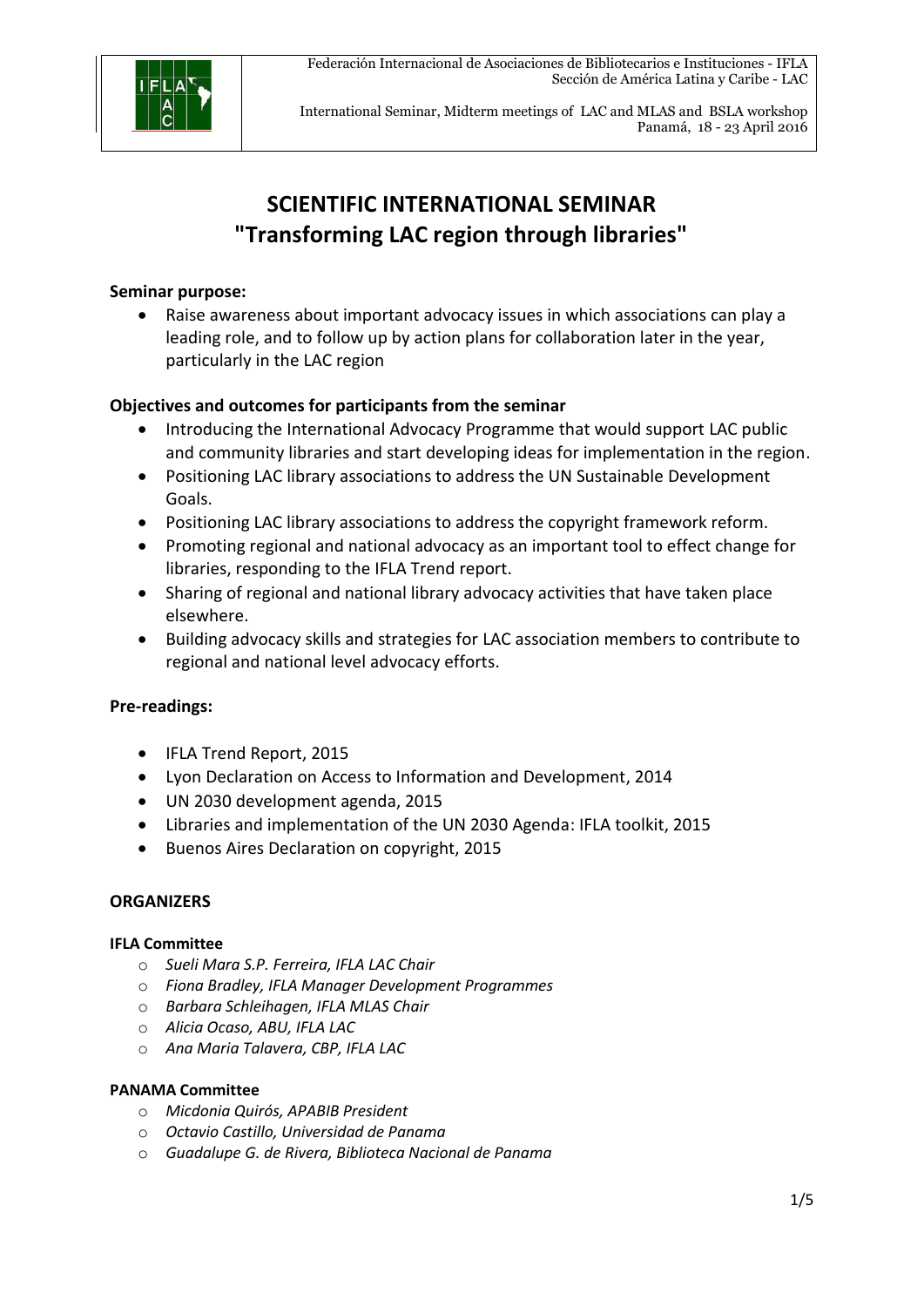Federación Internacional de Asociaciones de Bibliotecarios e Instituciones - IFLA
Sección de América Latina y Caribe - LAC

International Seminar, Midterm meetings of LAC and MLAS and BSLA workshop
Panamá, 18 - 23 April 2016

# SCIENTIFIC INTERNATIONAL SEMINAR
# "Transforming LAC region through libraries"

**Seminar purpose:**

- Raise awareness about important advocacy issues in which associations can play a leading role, and to follow up by action plans for collaboration later in the year, particularly in the LAC region

**Objectives and outcomes for participants from the seminar**

- Introducing the International Advocacy Programme that would support LAC public and community libraries and start developing ideas for implementation in the region.
- Positioning LAC library associations to address the UN Sustainable Development Goals.
- Positioning LAC library associations to address the copyright framework reform.
- Promoting regional and national advocacy as an important tool to effect change for libraries, responding to the IFLA Trend report.
- Sharing of regional and national library advocacy activities that have taken place elsewhere.
- Building advocacy skills and strategies for LAC association members to contribute to regional and national level advocacy efforts.

**Pre-readings:**

- IFLA Trend Report, 2015
- Lyon Declaration on Access to Information and Development, 2014
- UN 2030 development agenda, 2015
- Libraries and implementation of the UN 2030 Agenda: IFLA toolkit, 2015
- Buenos Aires Declaration on copyright, 2015

**ORGANIZERS**

**IFLA Committee**

- *Sueli Mara S.P. Ferreira, IFLA LAC Chair*
- *Fiona Bradley, IFLA Manager Development Programmes*
- *Barbara Schleihagen, IFLA MLAS Chair*
- *Alicia Ocaso, ABU, IFLA LAC*
- *Ana Maria Talavera, CBP, IFLA LAC*

**PANAMA Committee**

- *Micdonia Quirós, APABIB President*
- *Octavio Castillo, Universidad de Panama*
- *Guadalupe G. de Rivera, Biblioteca Nacional de Panama*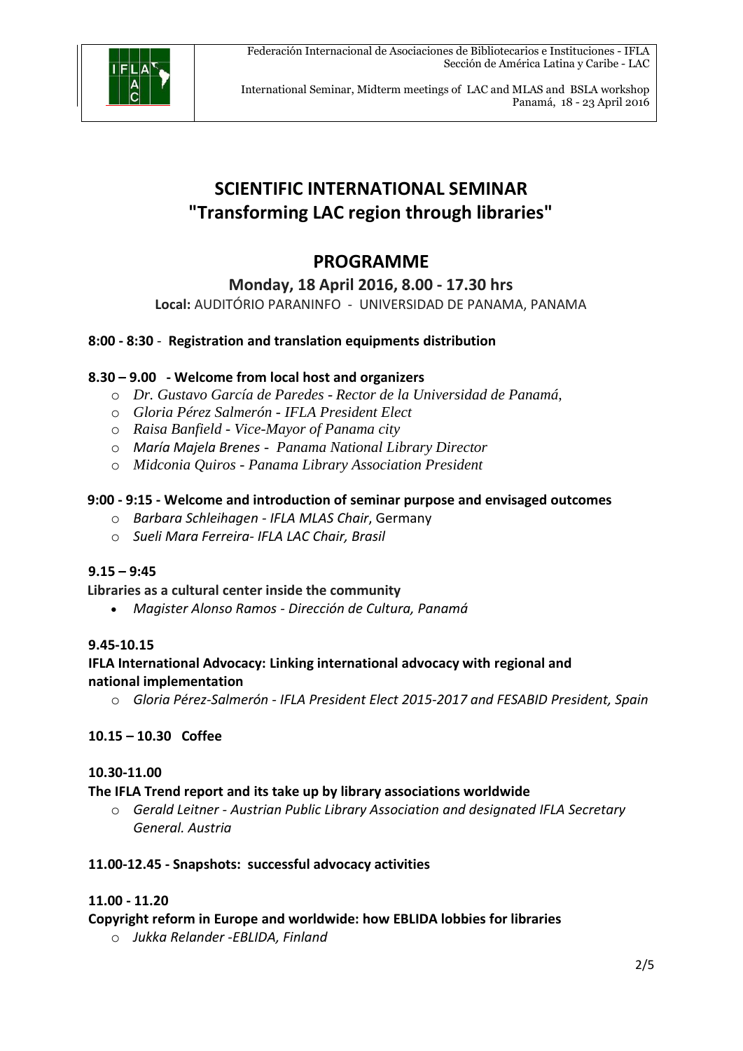# SCIENTIFIC INTERNATIONAL SEMINAR
# "Transforming LAC region through libraries"

## PROGRAMME

### Monday, 18 April 2016, 8.00 - 17.30 hrs

**Local:** AUDITÓRIO PARANINFO - UNIVERSIDAD DE PANAMA, PANAMA

**8:00 - 8:30 - Registration and translation equipments distribution**

**8.30 – 9.00 - Welcome from local host and organizers**

- *Dr. Gustavo García de Paredes - Rector de la Universidad de Panamá,*
- *Gloria Pérez Salmerón - IFLA President Elect*
- *Raisa Banfield - Vice-Mayor of Panama city*
- *María Majela Brenes - Panama National Library Director*
- *Midconia Quiros - Panama Library Association President*

**9:00 - 9:15 - Welcome and introduction of seminar purpose and envisaged outcomes**

- *Barbara Schleihagen - IFLA MLAS Chair*, Germany
- *Sueli Mara Ferreira- IFLA LAC Chair, Brasil*

**9.15 – 9:45**

**Libraries as a cultural center inside the community**

- *Magister Alonso Ramos - Dirección de Cultura, Panamá*

**9.45-10.15**

**IFLA International Advocacy: Linking international advocacy with regional and national implementation**

- *Gloria Pérez-Salmerón - IFLA President Elect 2015-2017 and FESABID President, Spain*

**10.15 – 10.30 Coffee**

**10.30-11.00**

**The IFLA Trend report and its take up by library associations worldwide**

- *Gerald Leitner - Austrian Public Library Association and designated IFLA Secretary General. Austria*

**11.00-12.45 - Snapshots: successful advocacy activities**

**11.00 - 11.20**

**Copyright reform in Europe and worldwide: how EBLIDA lobbies for libraries**

- *Jukka Relander -EBLIDA, Finland*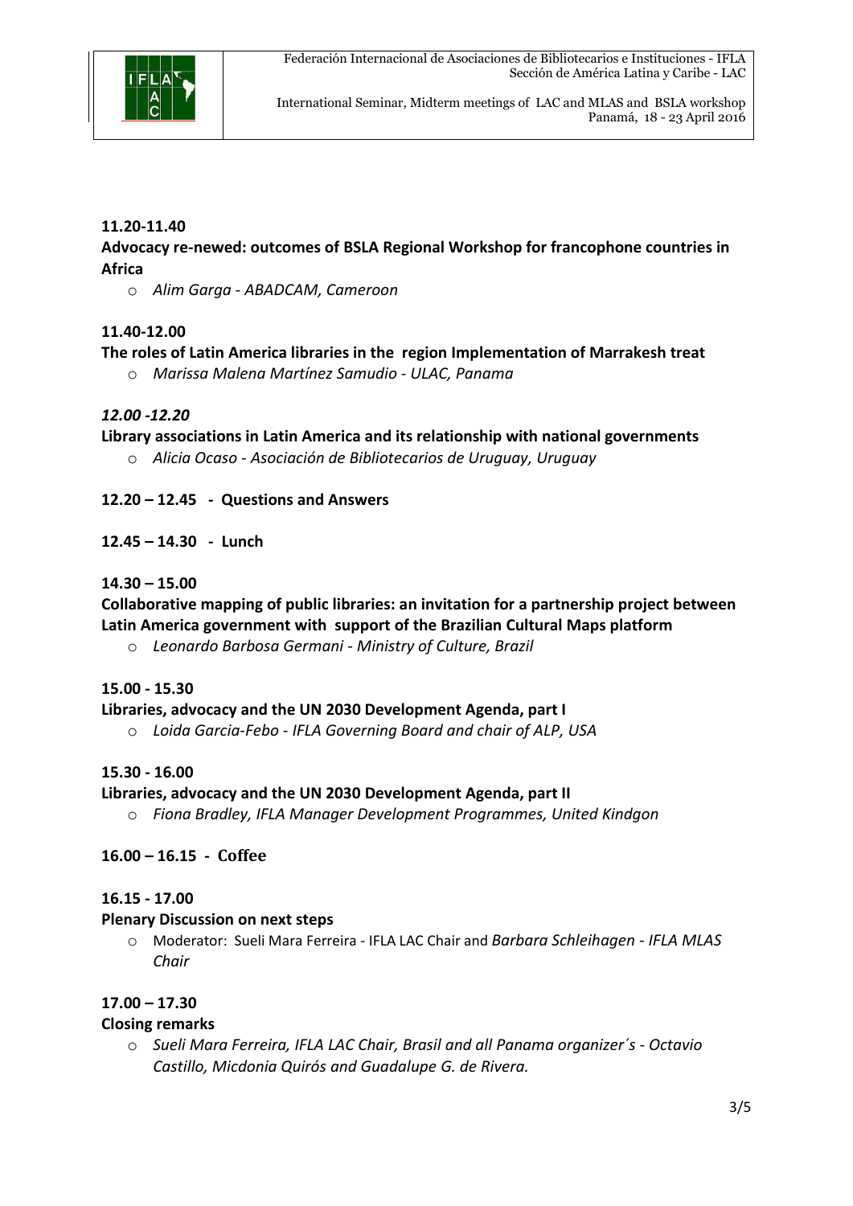**11.20-11.40**

**Advocacy re-newed: outcomes of BSLA Regional Workshop for francophone countries in Africa**

- *Alim Garga - ABADCAM, Cameroon*

**11.40-12.00**

**The roles of Latin America libraries in the region Implementation of Marrakesh treat**

- *Marissa Malena Martínez Samudio - ULAC, Panama*

***12.00 -12.20***

**Library associations in Latin America and its relationship with national governments**

- *Alicia Ocaso - Asociación de Bibliotecarios de Uruguay, Uruguay*

**12.20 – 12.45 - Questions and Answers**

**12.45 – 14.30 - Lunch**

**14.30 – 15.00**

**Collaborative mapping of public libraries: an invitation for a partnership project between Latin America government with support of the Brazilian Cultural Maps platform**

- *Leonardo Barbosa Germani - Ministry of Culture, Brazil*

**15.00 - 15.30**

**Libraries, advocacy and the UN 2030 Development Agenda, part I**

- *Loida Garcia-Febo - IFLA Governing Board and chair of ALP, USA*

**15.30 - 16.00**

**Libraries, advocacy and the UN 2030 Development Agenda, part II**

- *Fiona Bradley, IFLA Manager Development Programmes, United Kindgon*

**16.00 – 16.15 - Coffee**

**16.15 - 17.00**

**Plenary Discussion on next steps**

- Moderator: Sueli Mara Ferreira - IFLA LAC Chair and *Barbara Schleihagen - IFLA MLAS Chair*

**17.00 – 17.30**

**Closing remarks**

- *Sueli Mara Ferreira, IFLA LAC Chair, Brasil and all Panama organizer´s - Octavio Castillo, Micdonia Quirós and Guadalupe G. de Rivera.*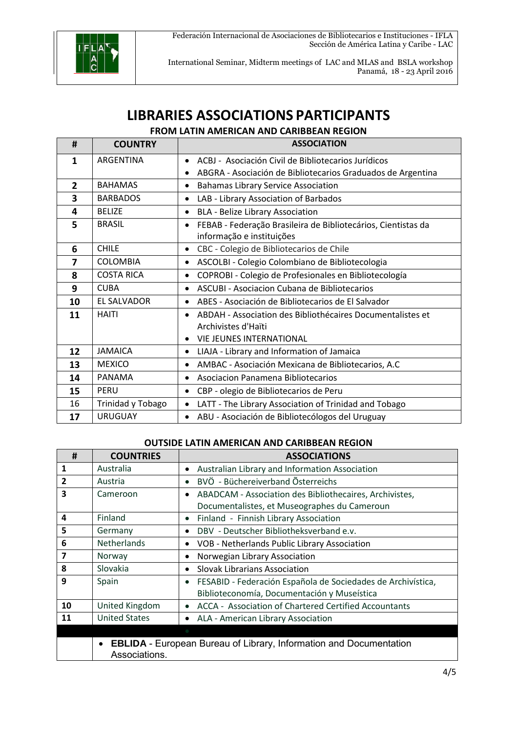Federación Internacional de Asociaciones de Bibliotecarios e Instituciones - IFLA
Sección de América Latina y Caribe - LAC

International Seminar, Midterm meetings of LAC and MLAS and BSLA workshop
Panamá, 18 - 23 April 2016

# LIBRARIES ASSOCIATIONS PARTICIPANTS

## FROM LATIN AMERICAN AND CARIBBEAN REGION

| # | COUNTRY | ASSOCIATION |
|---|---|---|
| 1 | ARGENTINA | • ACBJ - Asociación Civil de Bibliotecarios Jurídicos<br>• ABGRA - Asociación de Bibliotecarios Graduados de Argentina |
| 2 | BAHAMAS | • Bahamas Library Service Association |
| 3 | BARBADOS | • LAB - Library Association of Barbados |
| 4 | BELIZE | • BLA - Belize Library Association |
| 5 | BRASIL | • FEBAB - Federação Brasileira de Bibliotecários, Cientistas da informação e instituições |
| 6 | CHILE | • CBC - Colegio de Bibliotecarios de Chile |
| 7 | COLOMBIA | • ASCOLBI - Colegio Colombiano de Bibliotecologia |
| 8 | COSTA RICA | • COPROBI - Colegio de Profesionales en Bibliotecología |
| 9 | CUBA | • ASCUBI - Asociacion Cubana de Bibliotecarios |
| 10 | EL SALVADOR | • ABES - Asociación de Bibliotecarios de El Salvador |
| 11 | HAITI | • ABDAH - Association des Bibliothécaires Documentalistes et Archivistes d'Haïti<br>• VIE JEUNES INTERNATIONAL |
| 12 | JAMAICA | • LIAJA - Library and Information of Jamaica |
| 13 | MEXICO | • AMBAC - Asociación Mexicana de Bibliotecarios, A.C |
| 14 | PANAMA | • Asociacion Panamena Bibliotecarios |
| 15 | PERU | • CBP - olegio de Bibliotecarios de Peru |
| 16 | Trinidad y Tobago | • LATT - The Library Association of Trinidad and Tobago |
| 17 | URUGUAY | • ABU - Asociación de Bibliotecólogos del Uruguay |

## OUTSIDE LATIN AMERICAN AND CARIBBEAN REGION

| # | COUNTRIES | ASSOCIATIONS |
|---|---|---|
| 1 | Australia | • Australian Library and Information Association |
| 2 | Austria | • BVÖ - Büchereiverband Õsterreichs |
| 3 | Cameroon | • ABADCAM - Association des Bibliothecaires, Archivistes, Documentalistes, et Museographes du Cameroun |
| 4 | Finland | • Finland - Finnish Library Association |
| 5 | Germany | • DBV - Deutscher Bibliotheksverband e.v. |
| 6 | Netherlands | • VOB - Netherlands Public Library Association |
| 7 | Norway | • Norwegian Library Association |
| 8 | Slovakia | • Slovak Librarians Association |
| 9 | Spain | • FESABID - Federación Española de Sociedades de Archivística, Biblioteconomía, Documentación y Museística |
| 10 | United Kingdom | • ACCA - Association of Chartered Certified Accountants |
| 11 | United States | • ALA - American Library Association |
| | | |
| | • **EBLIDA** - European Bureau of Library, Information and Documentation Associations. | |